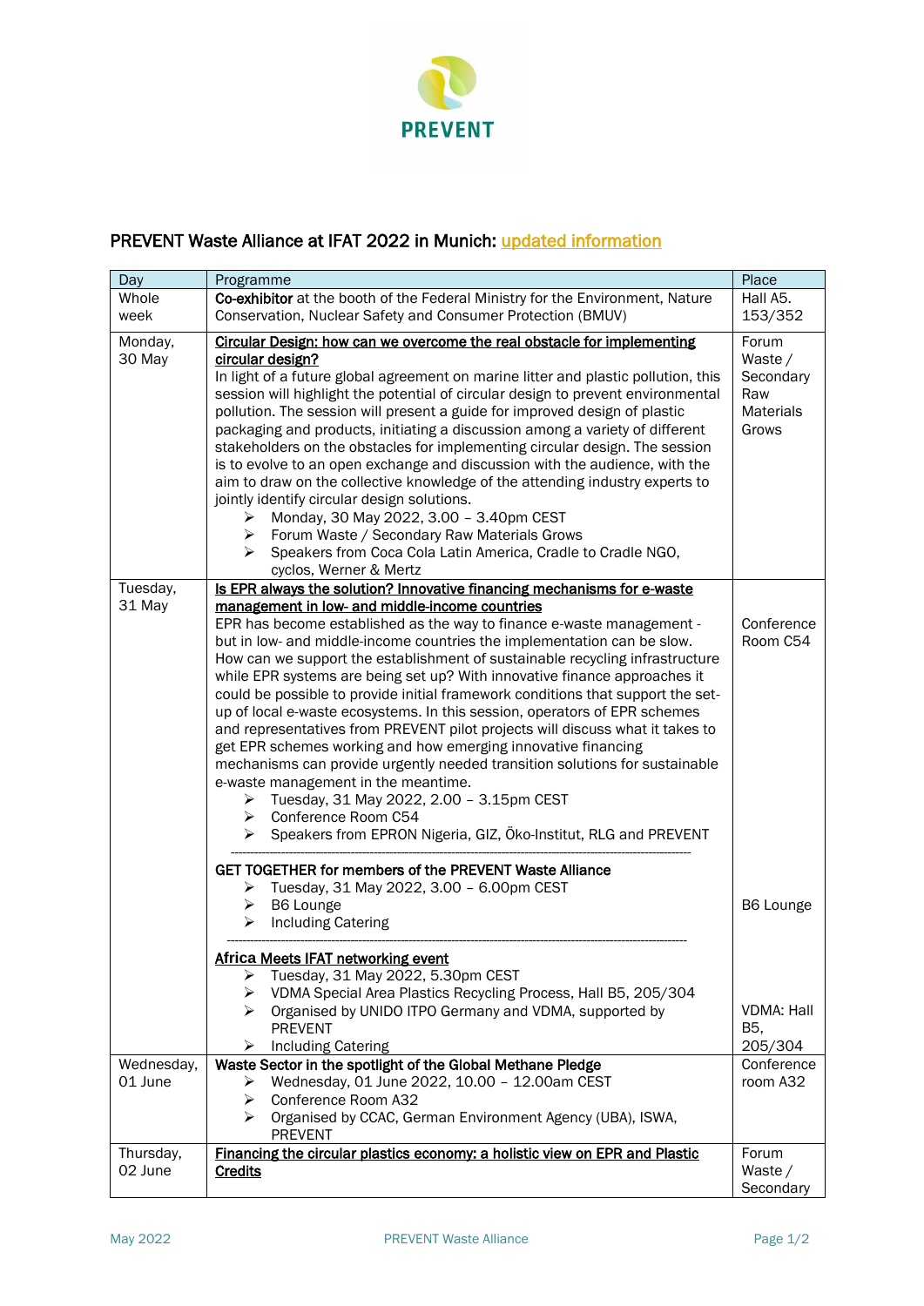PREVENT

## PREVENT Waste Alliance at IFAT 2022 in Munich: updated information

| Day | Programme | Place |
|---|---|---|
| Whole week | **Co-exhibitor** at the booth of the Federal Ministry for the Environment, Nature Conservation, Nuclear Safety and Consumer Protection (BMUV) | Hall A5. 153/352 |
| Monday, 30 May | **Circular Design: how can we overcome the real obstacle for implementing circular design?**<br>In light of a future global agreement on marine litter and plastic pollution, this session will highlight the potential of circular design to prevent environmental pollution. The session will present a guide for improved design of plastic packaging and products, initiating a discussion among a variety of different stakeholders on the obstacles for implementing circular design. The session is to evolve to an open exchange and discussion with the audience, with the aim to draw on the collective knowledge of the attending industry experts to jointly identify circular design solutions.<br>➢ Monday, 30 May 2022, 3.00 – 3.40pm CEST<br>➢ Forum Waste / Secondary Raw Materials Grows<br>➢ Speakers from Coca Cola Latin America, Cradle to Cradle NGO, cyclos, Werner & Mertz | Forum Waste / Secondary Raw Materials Grows |
| Tuesday, 31 May | **Is EPR always the solution? Innovative financing mechanisms for e-waste management in low- and middle-income countries**<br>EPR has become established as the way to finance e-waste management - but in low- and middle-income countries the implementation can be slow. How can we support the establishment of sustainable recycling infrastructure while EPR systems are being set up? With innovative finance approaches it could be possible to provide initial framework conditions that support the set-up of local e-waste ecosystems. In this session, operators of EPR schemes and representatives from PREVENT pilot projects will discuss what it takes to get EPR schemes working and how emerging innovative financing mechanisms can provide urgently needed transition solutions for sustainable e-waste management in the meantime.<br>➢ Tuesday, 31 May 2022, 2.00 – 3.15pm CEST<br>➢ Conference Room C54<br>➢ Speakers from EPRON Nigeria, GIZ, Öko-Institut, RLG and PREVENT | Conference Room C54 |
| | **GET TOGETHER for members of the PREVENT Waste Alliance**<br>➢ Tuesday, 31 May 2022, 3.00 – 6.00pm CEST<br>➢ B6 Lounge<br>➢ Including Catering | B6 Lounge |
| | **Africa Meets IFAT networking event**<br>➢ Tuesday, 31 May 2022, 5.30pm CEST<br>➢ VDMA Special Area Plastics Recycling Process, Hall B5, 205/304<br>➢ Organised by UNIDO ITPO Germany and VDMA, supported by PREVENT<br>➢ Including Catering | VDMA: Hall B5, 205/304 |
| Wednesday, 01 June | **Waste Sector in the spotlight of the Global Methane Pledge**<br>➢ Wednesday, 01 June 2022, 10.00 – 12.00am CEST<br>➢ Conference Room A32<br>➢ Organised by CCAC, German Environment Agency (UBA), ISWA, PREVENT | Conference room A32 |
| Thursday, 02 June | **Financing the circular plastics economy: a holistic view on EPR and Plastic Credits** | Forum Waste / Secondary |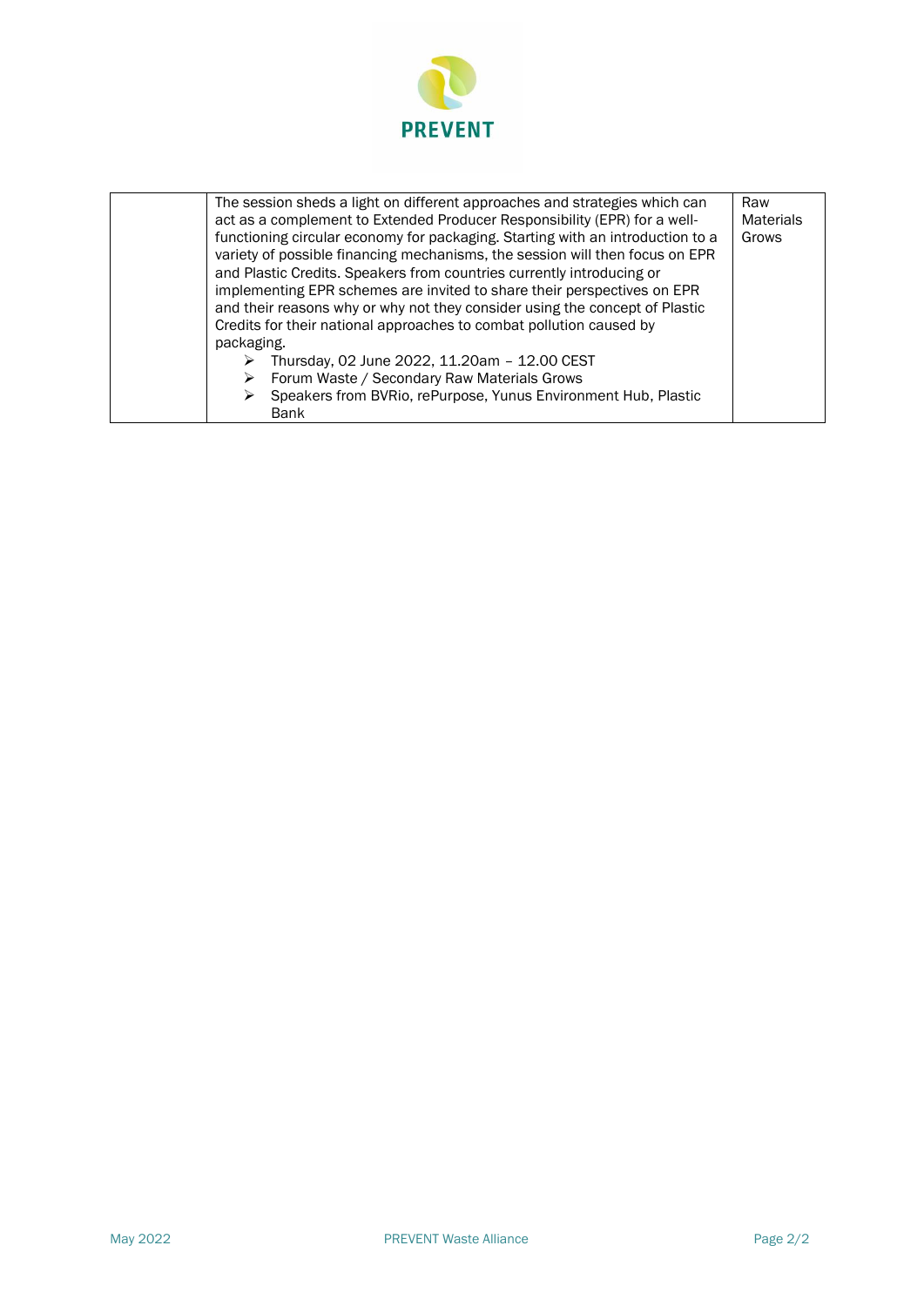| | | |
|---|---|---|
| | The session sheds a light on different approaches and strategies which can act as a complement to Extended Producer Responsibility (EPR) for a well-functioning circular economy for packaging. Starting with an introduction to a variety of possible financing mechanisms, the session will then focus on EPR and Plastic Credits. Speakers from countries currently introducing or implementing EPR schemes are invited to share their perspectives on EPR and their reasons why or why not they consider using the concept of Plastic Credits for their national approaches to combat pollution caused by packaging.<br>➢ Thursday, 02 June 2022, 11.20am – 12.00 CEST<br>➢ Forum Waste / Secondary Raw Materials Grows<br>➢ Speakers from BVRio, rePurpose, Yunus Environment Hub, Plastic Bank | Raw Materials Grows |